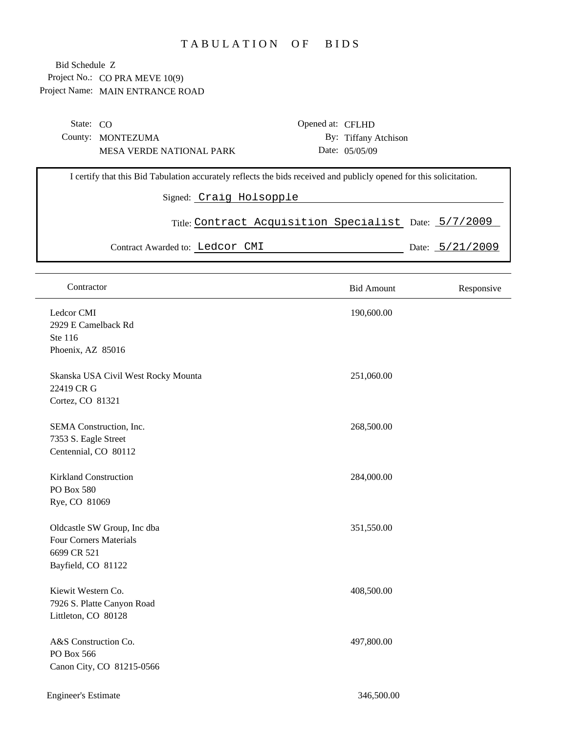# TABULATION OF BIDS

Bid Schedule Z
Project No.: CO PRA MEVE 10(9)
Project Name: MAIN ENTRANCE ROAD

State: CO
County: MONTEZUMA
MESA VERDE NATIONAL PARK

Opened at: CFLHD
By: Tiffany Atchison
Date: 05/05/09

I certify that this Bid Tabulation accurately reflects the bids received and publicly opened for this solicitation.

Signed: Craig Holsopple

Title: Contract Acquisition Specialist Date: 5/7/2009

Contract Awarded to: Ledcor CMI Date: 5/21/2009

| Contractor | Bid Amount | Responsive |
|---|---|---|
| Ledcor CMI<br>2929 E Camelback Rd<br>Ste 116<br>Phoenix, AZ 85016 | 190,600.00 | |
| Skanska USA Civil West Rocky Mounta<br>22419 CR G<br>Cortez, CO 81321 | 251,060.00 | |
| SEMA Construction, Inc.<br>7353 S. Eagle Street<br>Centennial, CO 80112 | 268,500.00 | |
| Kirkland Construction<br>PO Box 580<br>Rye, CO 81069 | 284,000.00 | |
| Oldcastle SW Group, Inc dba<br>Four Corners Materials<br>6699 CR 521<br>Bayfield, CO 81122 | 351,550.00 | |
| Kiewit Western Co.<br>7926 S. Platte Canyon Road<br>Littleton, CO 80128 | 408,500.00 | |
| A&S Construction Co.<br>PO Box 566<br>Canon City, CO 81215-0566 | 497,800.00 | |
| Engineer's Estimate | 346,500.00 | |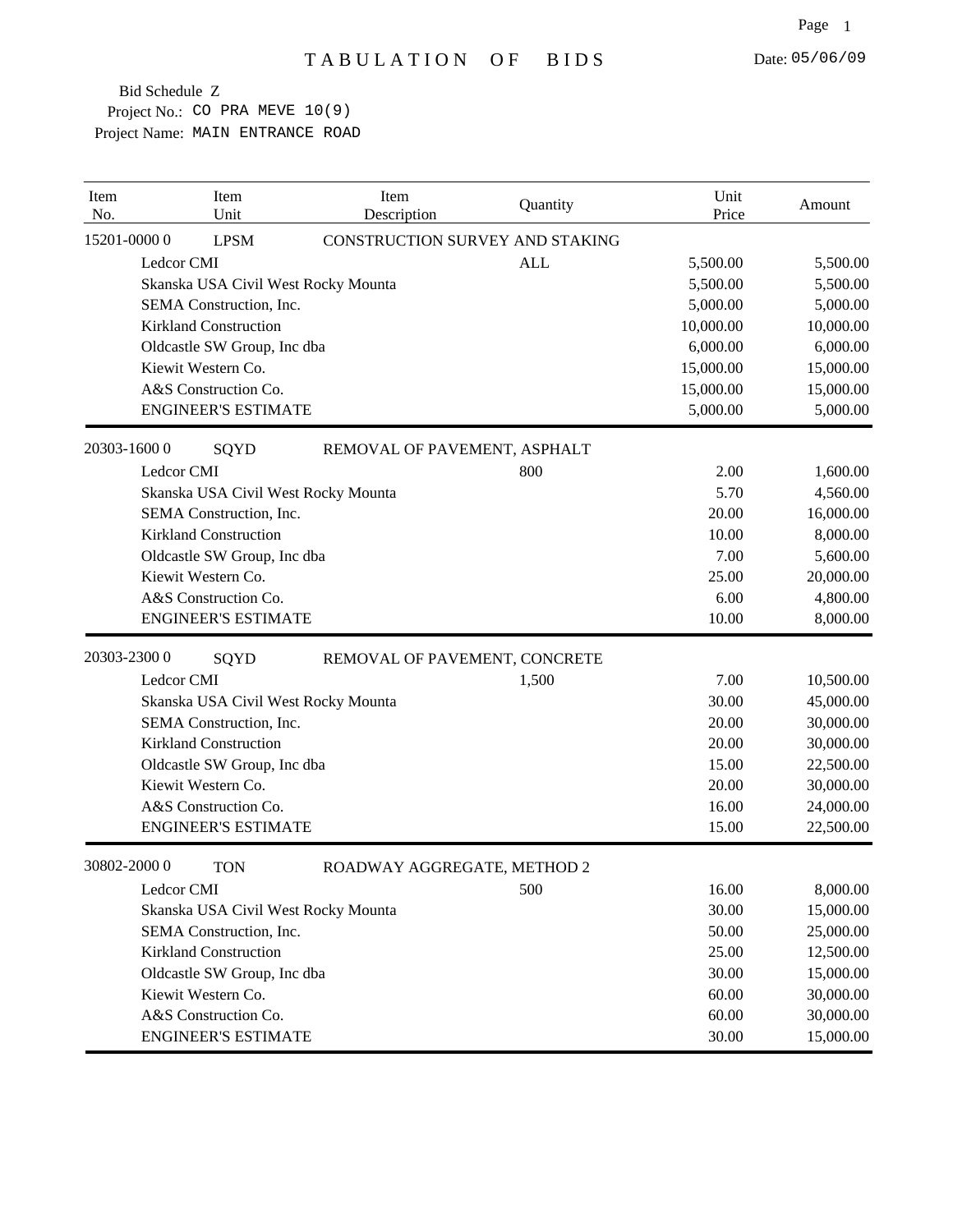# TABULATION OF BIDS

Date: 05/06/09

Bid Schedule Z
Project No.: CO PRA MEVE 10(9)
Project Name: MAIN ENTRANCE ROAD

| Item No. | Item Unit | Item Description | Quantity | Unit Price | Amount |
|---|---|---|---|---|---|
| 15201-0000 0 | LPSM | CONSTRUCTION SURVEY AND STAKING | | | |
| | Ledcor CMI | | ALL | 5,500.00 | 5,500.00 |
| | Skanska USA Civil West Rocky Mounta | | | 5,500.00 | 5,500.00 |
| | SEMA Construction, Inc. | | | 5,000.00 | 5,000.00 |
| | Kirkland Construction | | | 10,000.00 | 10,000.00 |
| | Oldcastle SW Group, Inc dba | | | 6,000.00 | 6,000.00 |
| | Kiewit Western Co. | | | 15,000.00 | 15,000.00 |
| | A&S Construction Co. | | | 15,000.00 | 15,000.00 |
| | ENGINEER'S ESTIMATE | | | 5,000.00 | 5,000.00 |
| 20303-1600 0 | SQYD | REMOVAL OF PAVEMENT, ASPHALT | | | |
| | Ledcor CMI | | 800 | 2.00 | 1,600.00 |
| | Skanska USA Civil West Rocky Mounta | | | 5.70 | 4,560.00 |
| | SEMA Construction, Inc. | | | 20.00 | 16,000.00 |
| | Kirkland Construction | | | 10.00 | 8,000.00 |
| | Oldcastle SW Group, Inc dba | | | 7.00 | 5,600.00 |
| | Kiewit Western Co. | | | 25.00 | 20,000.00 |
| | A&S Construction Co. | | | 6.00 | 4,800.00 |
| | ENGINEER'S ESTIMATE | | | 10.00 | 8,000.00 |
| 20303-2300 0 | SQYD | REMOVAL OF PAVEMENT, CONCRETE | | | |
| | Ledcor CMI | | 1,500 | 7.00 | 10,500.00 |
| | Skanska USA Civil West Rocky Mounta | | | 30.00 | 45,000.00 |
| | SEMA Construction, Inc. | | | 20.00 | 30,000.00 |
| | Kirkland Construction | | | 20.00 | 30,000.00 |
| | Oldcastle SW Group, Inc dba | | | 15.00 | 22,500.00 |
| | Kiewit Western Co. | | | 20.00 | 30,000.00 |
| | A&S Construction Co. | | | 16.00 | 24,000.00 |
| | ENGINEER'S ESTIMATE | | | 15.00 | 22,500.00 |
| 30802-2000 0 | TON | ROADWAY AGGREGATE, METHOD 2 | | | |
| | Ledcor CMI | | 500 | 16.00 | 8,000.00 |
| | Skanska USA Civil West Rocky Mounta | | | 30.00 | 15,000.00 |
| | SEMA Construction, Inc. | | | 50.00 | 25,000.00 |
| | Kirkland Construction | | | 25.00 | 12,500.00 |
| | Oldcastle SW Group, Inc dba | | | 30.00 | 15,000.00 |
| | Kiewit Western Co. | | | 60.00 | 30,000.00 |
| | A&S Construction Co. | | | 60.00 | 30,000.00 |
| | ENGINEER'S ESTIMATE | | | 30.00 | 15,000.00 |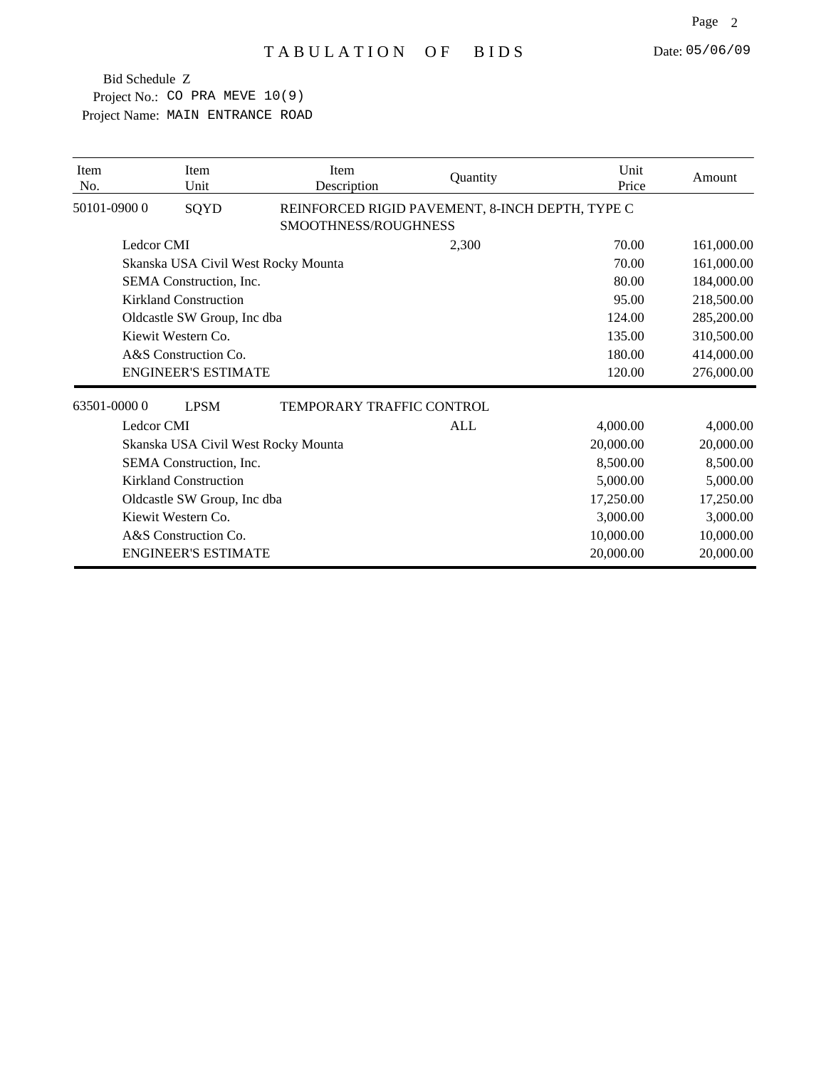# TABULATION OF BIDS

Date: 05/06/09

Bid Schedule Z
Project No.: CO PRA MEVE 10(9)
Project Name: MAIN ENTRANCE ROAD

| Item No. | Item Unit | Item Description | Quantity | Unit Price | Amount |
|---|---|---|---|---|---|
| 50101-0900 0 | SQYD | REINFORCED RIGID PAVEMENT, 8-INCH DEPTH, TYPE C SMOOTHNESS/ROUGHNESS | | | |
| | Ledcor CMI | | 2,300 | 70.00 | 161,000.00 |
| | Skanska USA Civil West Rocky Mounta | | | 70.00 | 161,000.00 |
| | SEMA Construction, Inc. | | | 80.00 | 184,000.00 |
| | Kirkland Construction | | | 95.00 | 218,500.00 |
| | Oldcastle SW Group, Inc dba | | | 124.00 | 285,200.00 |
| | Kiewit Western Co. | | | 135.00 | 310,500.00 |
| | A&S Construction Co. | | | 180.00 | 414,000.00 |
| | ENGINEER'S ESTIMATE | | | 120.00 | 276,000.00 |
| 63501-0000 0 | LPSM | TEMPORARY TRAFFIC CONTROL | | | |
| | Ledcor CMI | | ALL | 4,000.00 | 4,000.00 |
| | Skanska USA Civil West Rocky Mounta | | | 20,000.00 | 20,000.00 |
| | SEMA Construction, Inc. | | | 8,500.00 | 8,500.00 |
| | Kirkland Construction | | | 5,000.00 | 5,000.00 |
| | Oldcastle SW Group, Inc dba | | | 17,250.00 | 17,250.00 |
| | Kiewit Western Co. | | | 3,000.00 | 3,000.00 |
| | A&S Construction Co. | | | 10,000.00 | 10,000.00 |
| | ENGINEER'S ESTIMATE | | | 20,000.00 | 20,000.00 |